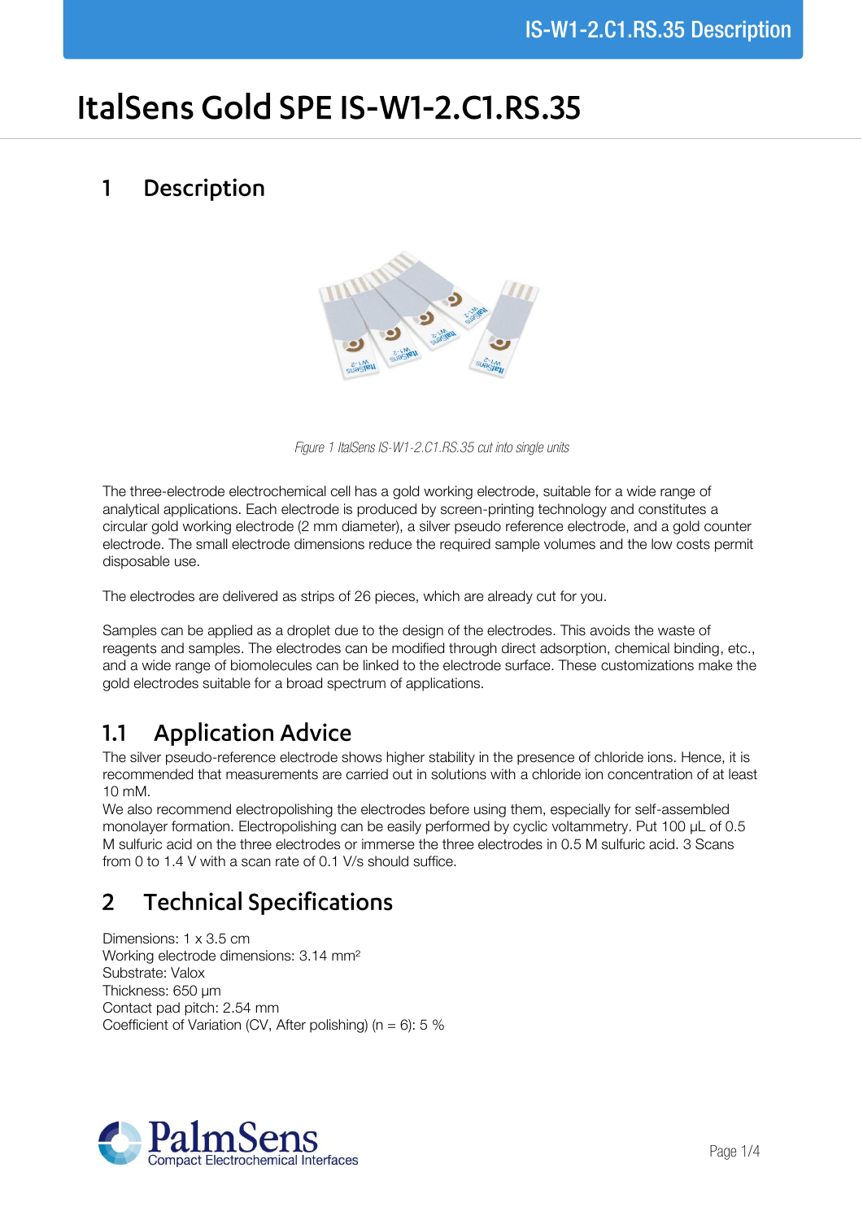# ItalSens Gold SPE IS-W1-2.C1.RS.35

## 1 Description

*Figure 1 ItalSens IS-W1-2.C1.RS.35 cut into single units*

The three-electrode electrochemical cell has a gold working electrode, suitable for a wide range of analytical applications. Each electrode is produced by screen-printing technology and constitutes a circular gold working electrode (2 mm diameter), a silver pseudo reference electrode, and a gold counter electrode. The small electrode dimensions reduce the required sample volumes and the low costs permit disposable use.

The electrodes are delivered as strips of 26 pieces, which are already cut for you.

Samples can be applied as a droplet due to the design of the electrodes. This avoids the waste of reagents and samples. The electrodes can be modified through direct adsorption, chemical binding, etc., and a wide range of biomolecules can be linked to the electrode surface. These customizations make the gold electrodes suitable for a broad spectrum of applications.

### 1.1 Application Advice

The silver pseudo-reference electrode shows higher stability in the presence of chloride ions. Hence, it is recommended that measurements are carried out in solutions with a chloride ion concentration of at least 10 mM.

We also recommend electropolishing the electrodes before using them, especially for self-assembled monolayer formation. Electropolishing can be easily performed by cyclic voltammetry. Put 100 µL of 0.5 M sulfuric acid on the three electrodes or immerse the three electrodes in 0.5 M sulfuric acid. 3 Scans from 0 to 1.4 V with a scan rate of 0.1 V/s should suffice.

## 2 Technical Specifications

Dimensions: 1 x 3.5 cm
Working electrode dimensions: 3.14 mm²
Substrate: Valox
Thickness: 650 µm
Contact pad pitch: 2.54 mm
Coefficient of Variation (CV, After polishing) (n = 6): 5 %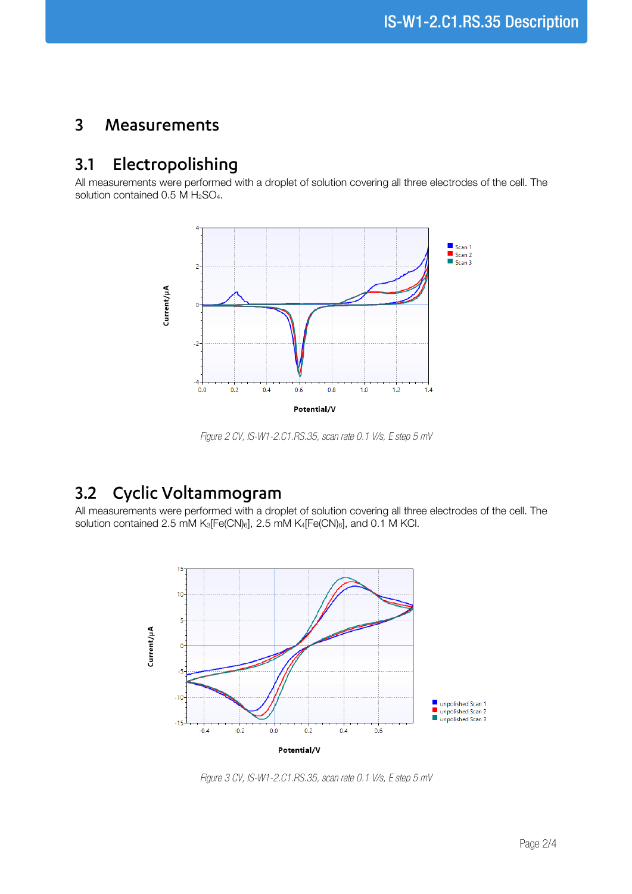# 3 Measurements

## 3.1 Electropolishing

All measurements were performed with a droplet of solution covering all three electrodes of the cell. The solution contained 0.5 M $H_2SO_4$.

*Figure 2 CV, IS-W1-2.C1.RS.35, scan rate 0.1 V/s, E step 5 mV*

## 3.2 Cyclic Voltammogram

All measurements were performed with a droplet of solution covering all three electrodes of the cell. The solution contained 2.5 mM $K_3[Fe(CN)_6]$, 2.5 mM $K_4[Fe(CN)_6]$, and 0.1 M KCl.

*Figure 3 CV, IS-W1-2.C1.RS.35, scan rate 0.1 V/s, E step 5 mV*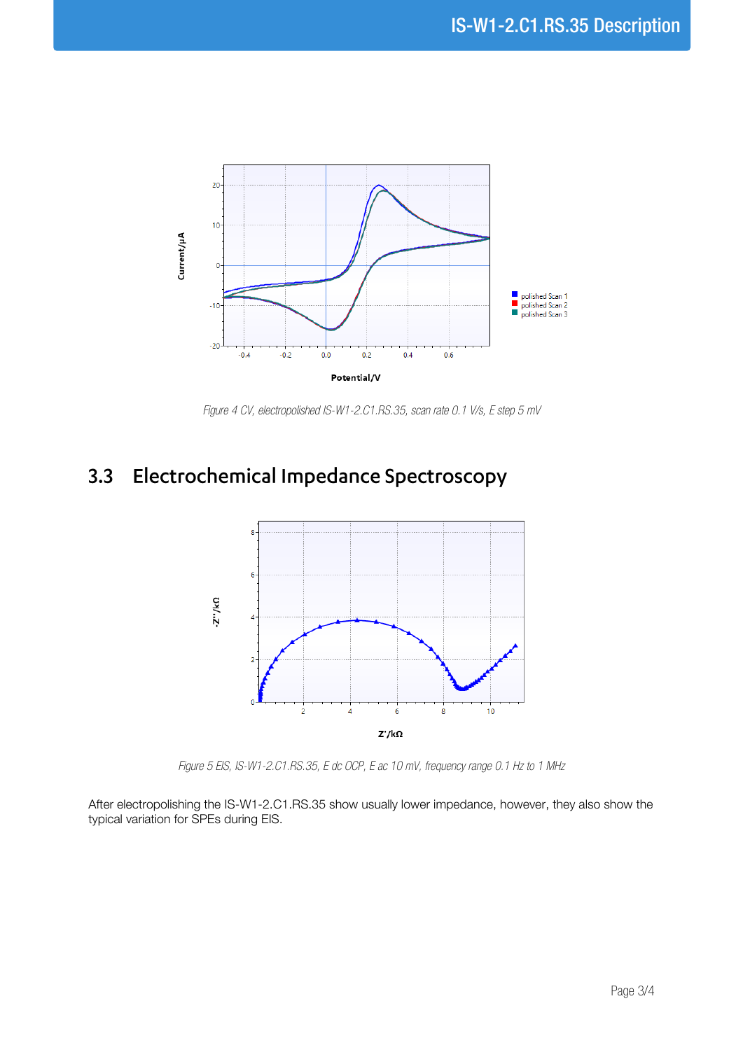Figure 4 CV, electropolished IS-W1-2.C1.RS.35, scan rate 0.1 V/s, E step 5 mV

## 3.3 Electrochemical Impedance Spectroscopy

Figure 5 EIS, IS-W1-2.C1.RS.35, E dc OCP, E ac 10 mV, frequency range 0.1 Hz to 1 MHz

After electropolishing the IS-W1-2.C1.RS.35 show usually lower impedance, however, they also show the typical variation for SPEs during EIS.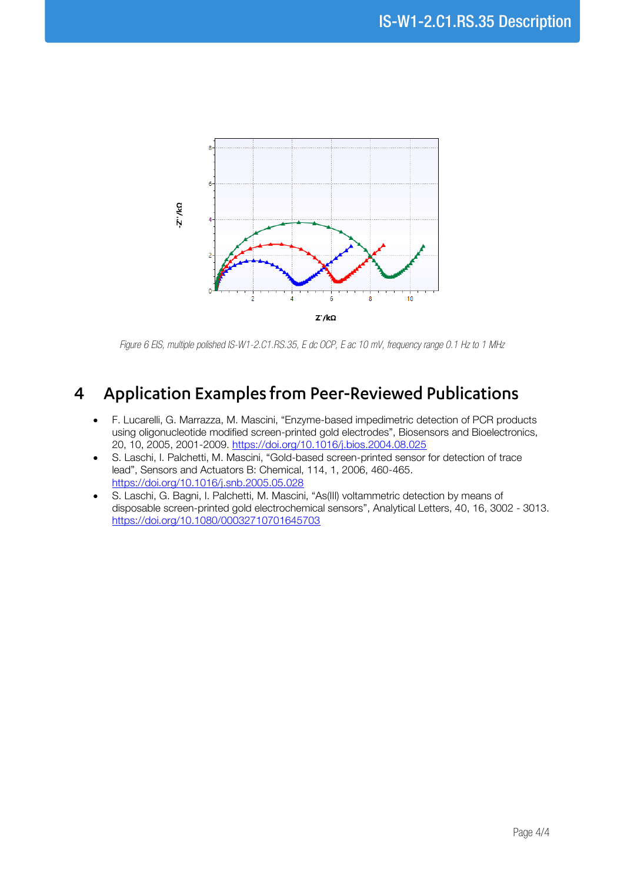-Z'' /kΩ

8
6
4
2
0

2
4
6
8
10

Z'/kΩ

*Figure 6 EIS, multiple polished IS-W1-2.C1.RS.35, E dc OCP, E ac 10 mV, frequency range 0.1 Hz to 1 MHz*

# 4 Application Examples from Peer-Reviewed Publications

- F. Lucarelli, G. Marrazza, M. Mascini, "Enzyme-based impedimetric detection of PCR products using oligonucleotide modified screen-printed gold electrodes", Biosensors and Bioelectronics, 20, 10, 2005, 2001-2009. https://doi.org/10.1016/j.bios.2004.08.025
- S. Laschi, I. Palchetti, M. Mascini, "Gold-based screen-printed sensor for detection of trace lead", Sensors and Actuators B: Chemical, 114, 1, 2006, 460-465. https://doi.org/10.1016/j.snb.2005.05.028
- S. Laschi, G. Bagni, I. Palchetti, M. Mascini, "As(III) voltammetric detection by means of disposable screen-printed gold electrochemical sensors", Analytical Letters, 40, 16, 3002 - 3013. https://doi.org/10.1080/00032710701645703